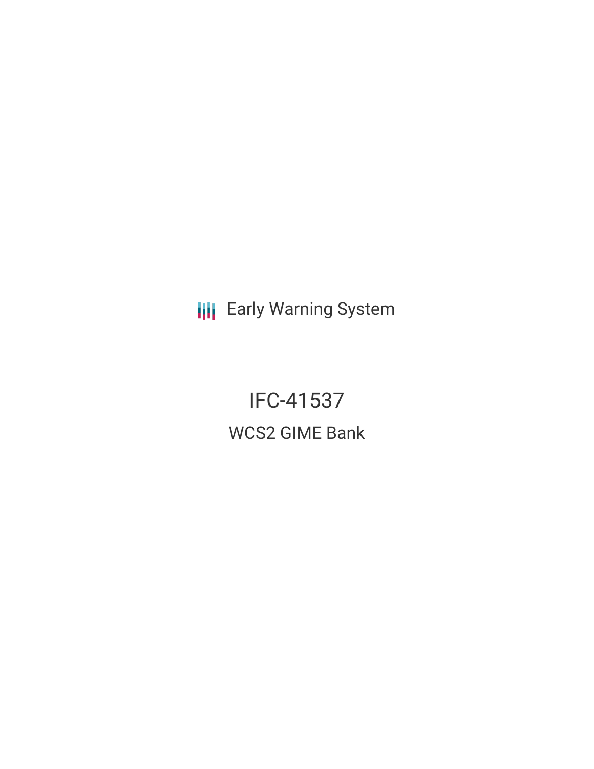Early Warning System

# IFC-41537

## WCS2 GIME Bank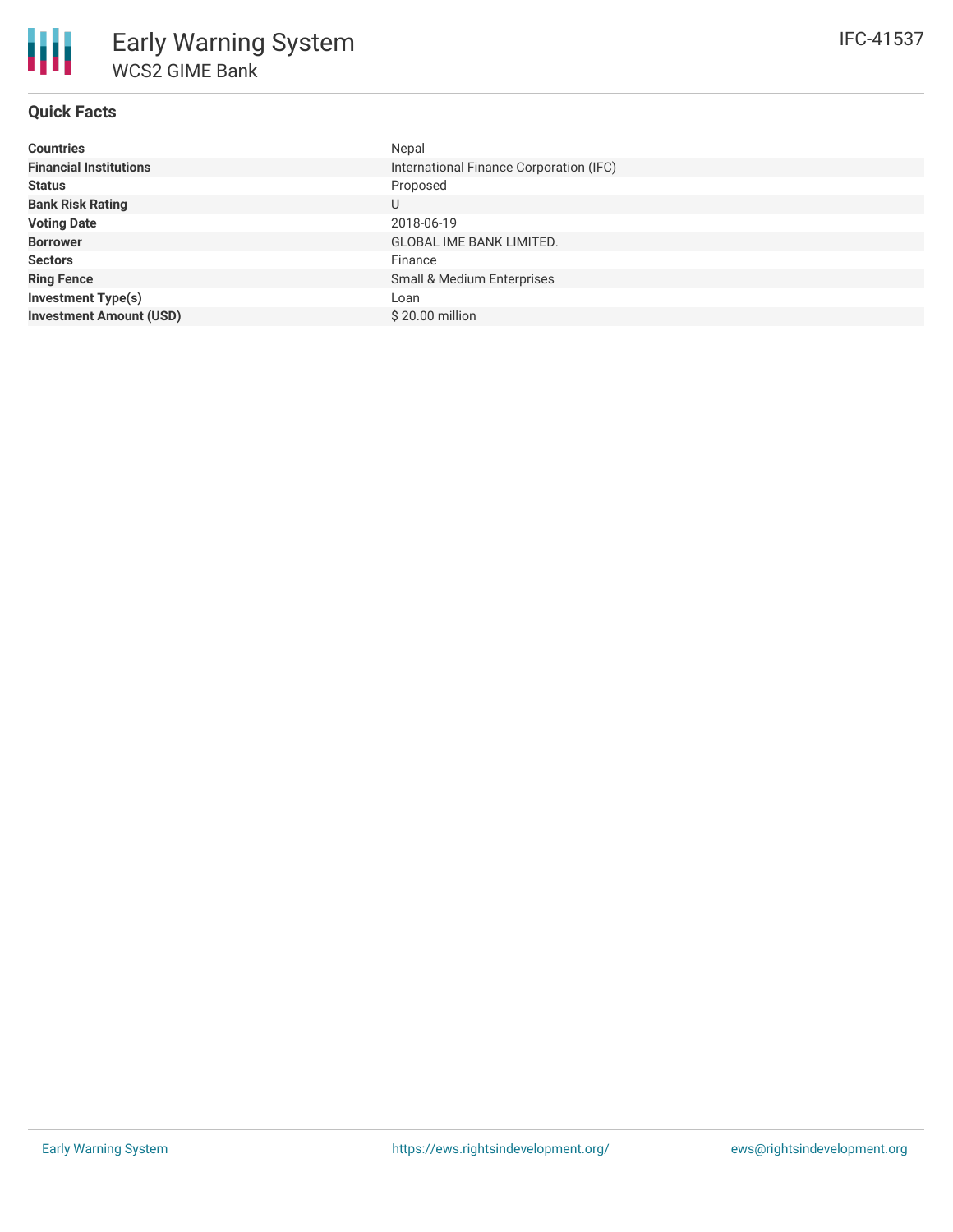# Early Warning System

## WCS2 GIME Bank

IFC-41537

### Quick Facts

| | |
|---|---|
| **Countries** | Nepal |
| **Financial Institutions** | International Finance Corporation (IFC) |
| **Status** | Proposed |
| **Bank Risk Rating** | U |
| **Voting Date** | 2018-06-19 |
| **Borrower** | GLOBAL IME BANK LIMITED. |
| **Sectors** | Finance |
| **Ring Fence** | Small & Medium Enterprises |
| **Investment Type(s)** | Loan |
| **Investment Amount (USD)** | $ 20.00 million |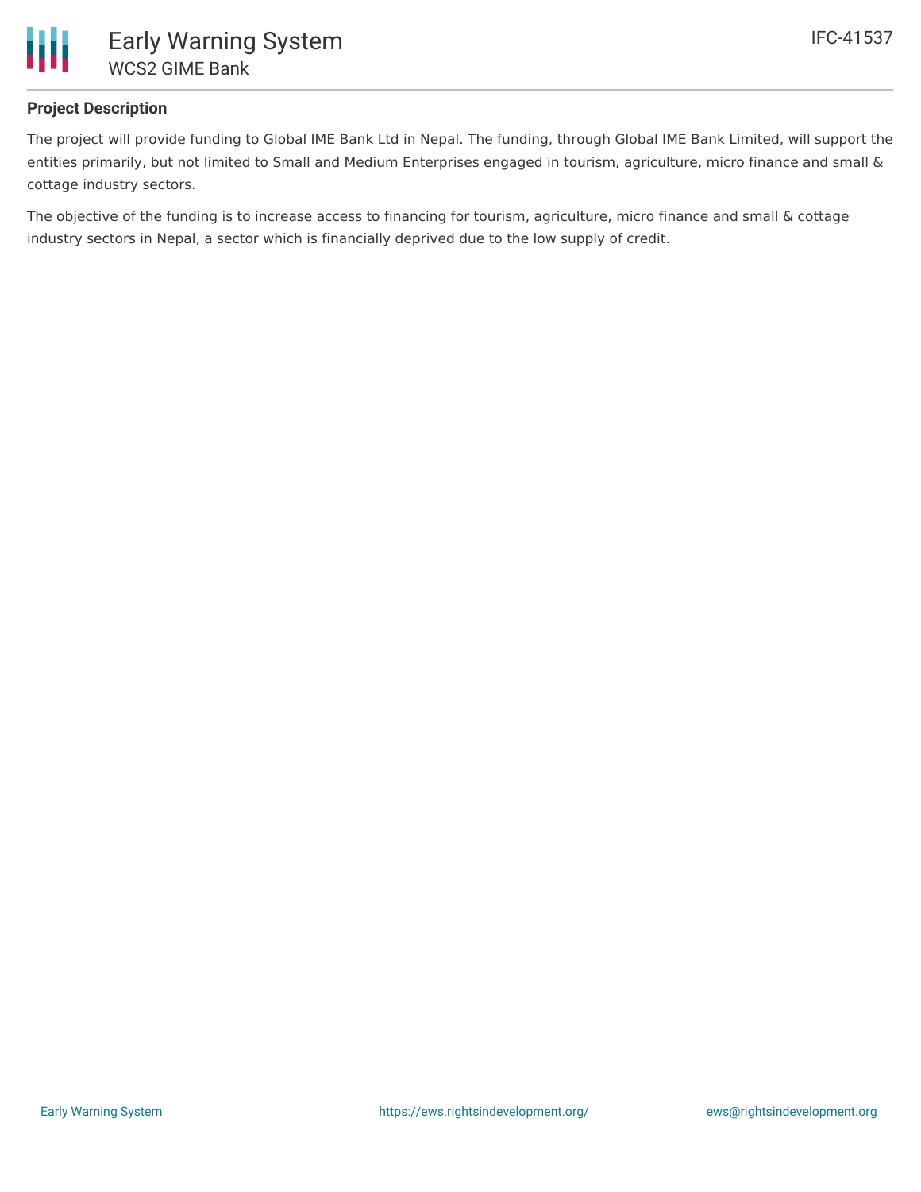## Project Description

The project will provide funding to Global IME Bank Ltd in Nepal. The funding, through Global IME Bank Limited, will support the entities primarily, but not limited to Small and Medium Enterprises engaged in tourism, agriculture, micro finance and small & cottage industry sectors.

The objective of the funding is to increase access to financing for tourism, agriculture, micro finance and small & cottage industry sectors in Nepal, a sector which is financially deprived due to the low supply of credit.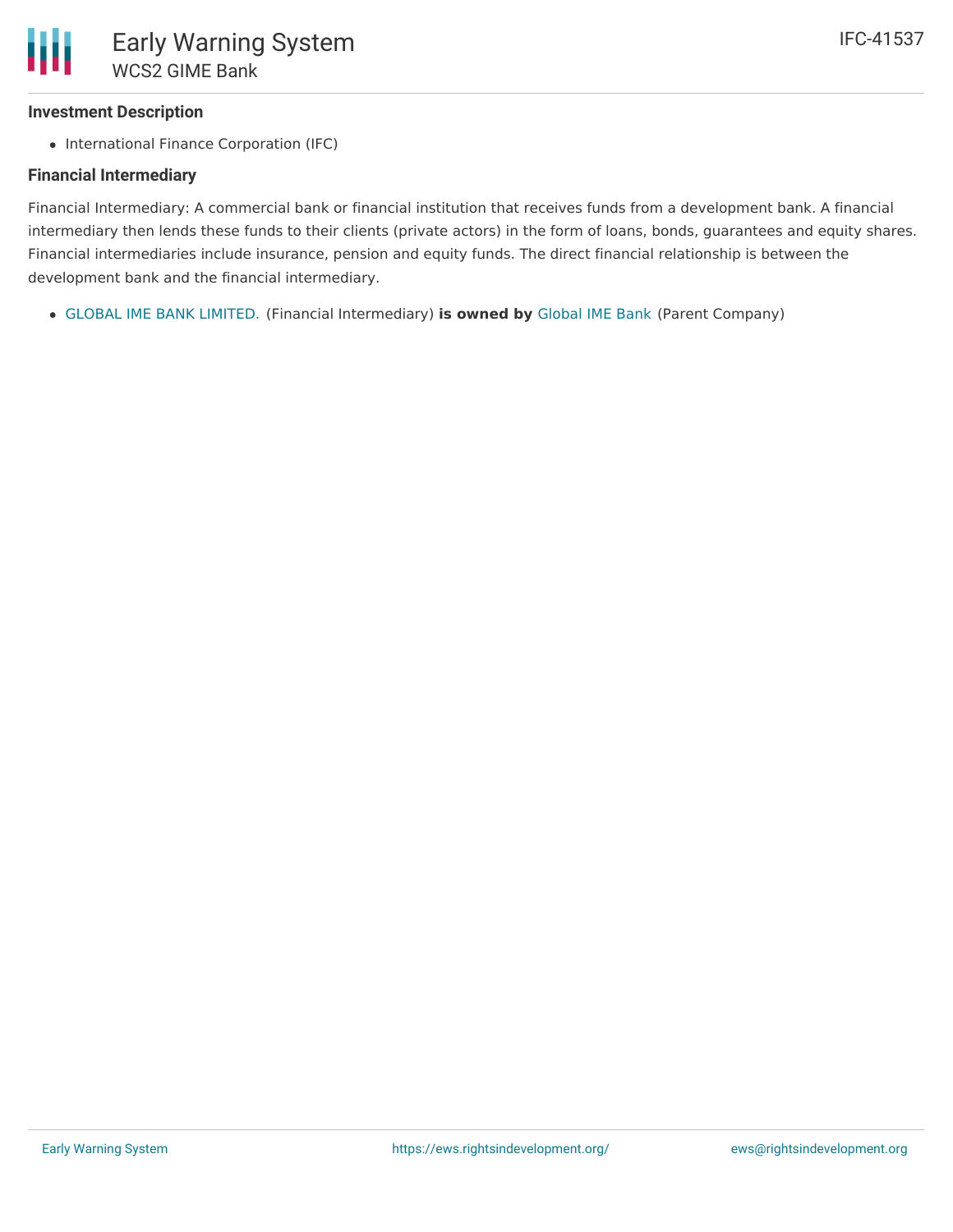### Investment Description

- International Finance Corporation (IFC)

### Financial Intermediary

Financial Intermediary: A commercial bank or financial institution that receives funds from a development bank. A financial intermediary then lends these funds to their clients (private actors) in the form of loans, bonds, guarantees and equity shares. Financial intermediaries include insurance, pension and equity funds. The direct financial relationship is between the development bank and the financial intermediary.

- GLOBAL IME BANK LIMITED. (Financial Intermediary) **is owned by** Global IME Bank (Parent Company)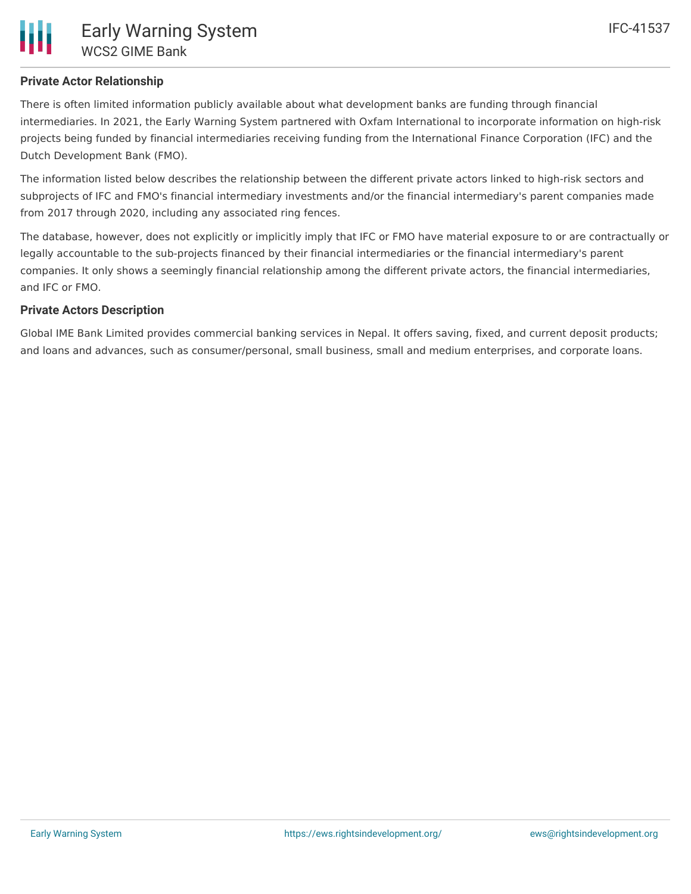## Private Actor Relationship

There is often limited information publicly available about what development banks are funding through financial intermediaries. In 2021, the Early Warning System partnered with Oxfam International to incorporate information on high-risk projects being funded by financial intermediaries receiving funding from the International Finance Corporation (IFC) and the Dutch Development Bank (FMO).

The information listed below describes the relationship between the different private actors linked to high-risk sectors and subprojects of IFC and FMO's financial intermediary investments and/or the financial intermediary's parent companies made from 2017 through 2020, including any associated ring fences.

The database, however, does not explicitly or implicitly imply that IFC or FMO have material exposure to or are contractually or legally accountable to the sub-projects financed by their financial intermediaries or the financial intermediary's parent companies. It only shows a seemingly financial relationship among the different private actors, the financial intermediaries, and IFC or FMO.

## Private Actors Description

Global IME Bank Limited provides commercial banking services in Nepal. It offers saving, fixed, and current deposit products; and loans and advances, such as consumer/personal, small business, small and medium enterprises, and corporate loans.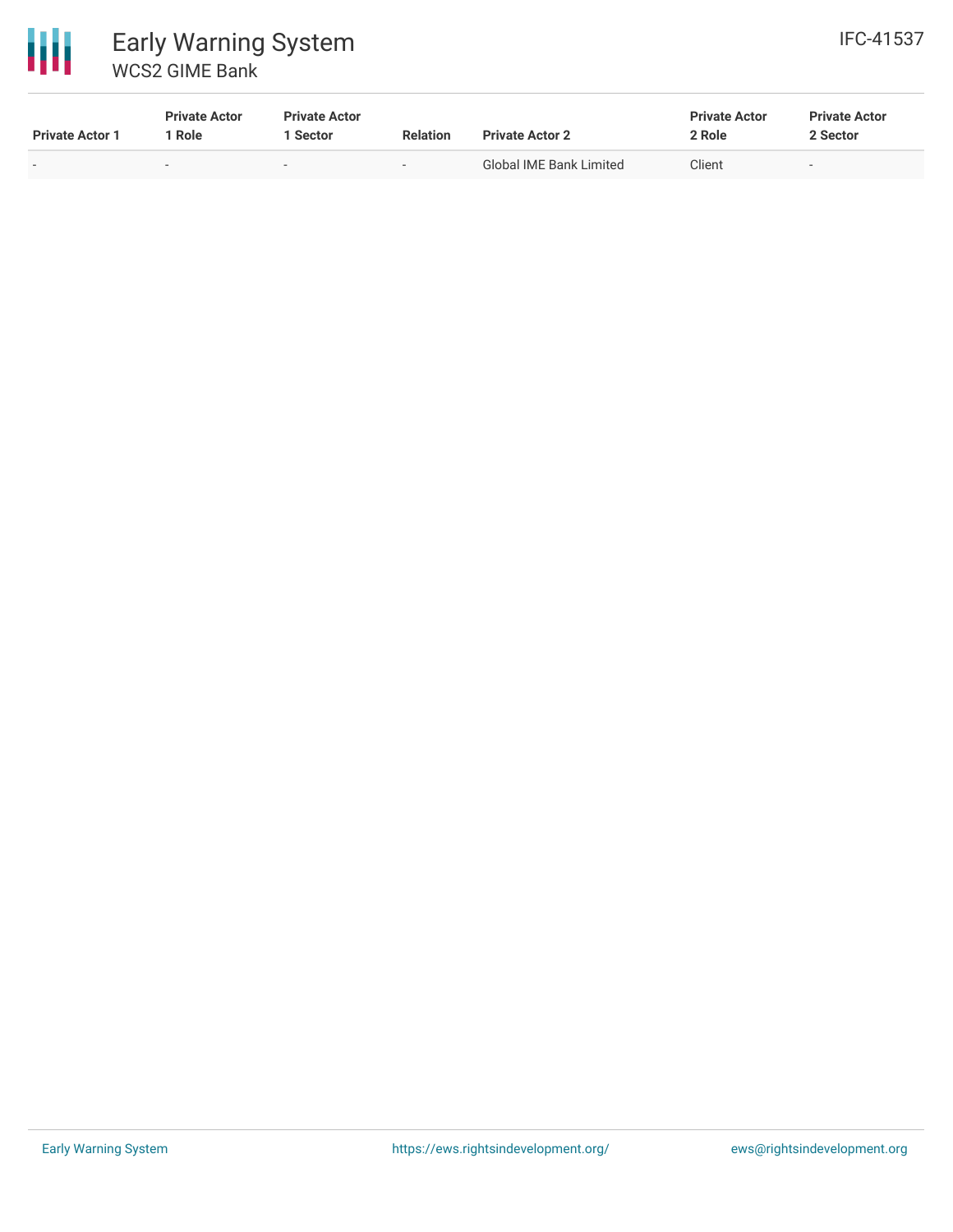| Private Actor 1 | Private Actor 1 Role | Private Actor 1 Sector | Relation | Private Actor 2 | Private Actor 2 Role | Private Actor 2 Sector |
| --- | --- | --- | --- | --- | --- | --- |
| - | - | - | - | Global IME Bank Limited | Client | - |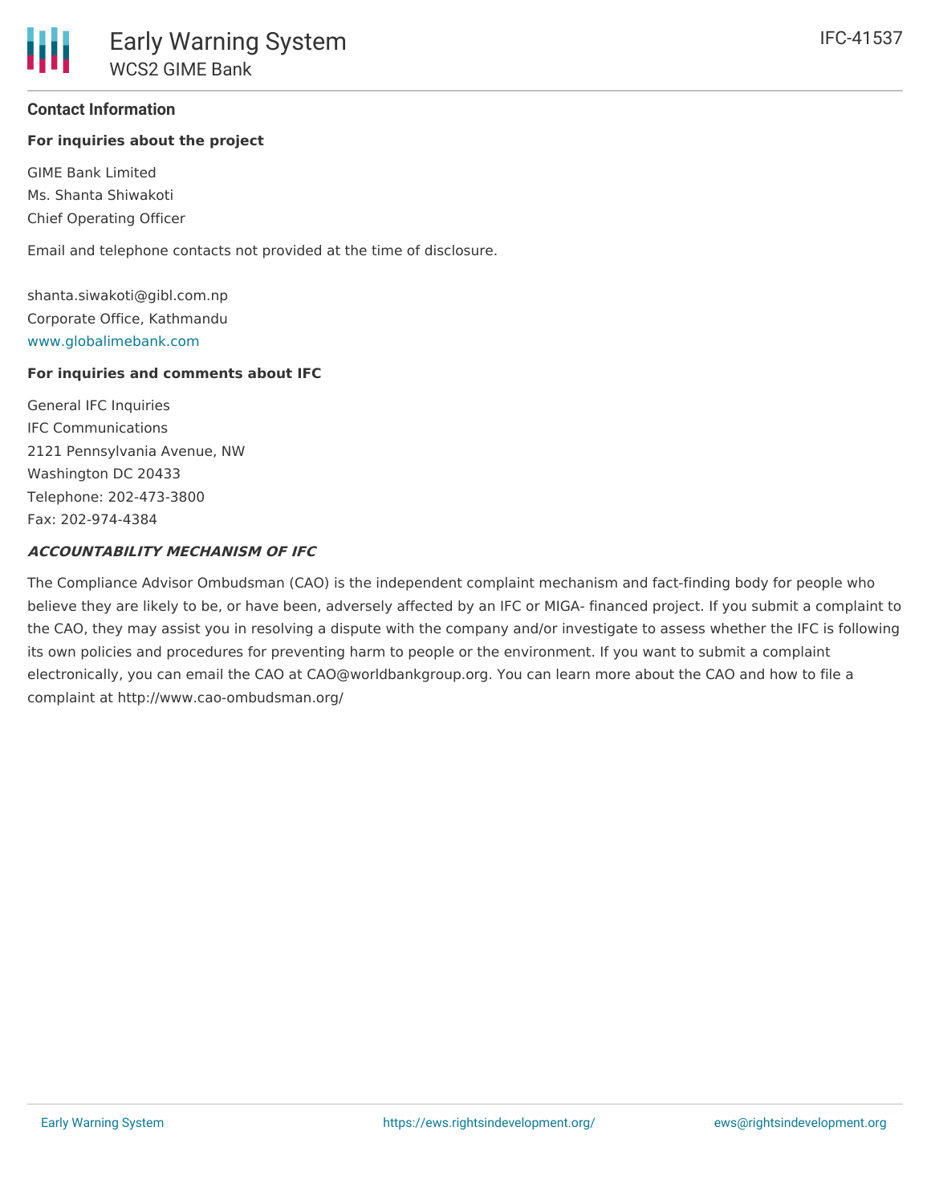## Contact Information

**For inquiries about the project**

GIME Bank Limited
Ms. Shanta Shiwakoti
Chief Operating Officer

Email and telephone contacts not provided at the time of disclosure.

shanta.siwakoti@gibl.com.np
Corporate Office, Kathmandu
www.globalimebank.com

**For inquiries and comments about IFC**

General IFC Inquiries
IFC Communications
2121 Pennsylvania Avenue, NW
Washington DC 20433
Telephone: 202-473-3800
Fax: 202-974-4384

***ACCOUNTABILITY MECHANISM OF IFC***

The Compliance Advisor Ombudsman (CAO) is the independent complaint mechanism and fact-finding body for people who believe they are likely to be, or have been, adversely affected by an IFC or MIGA- financed project. If you submit a complaint to the CAO, they may assist you in resolving a dispute with the company and/or investigate to assess whether the IFC is following its own policies and procedures for preventing harm to people or the environment. If you want to submit a complaint electronically, you can email the CAO at CAO@worldbankgroup.org. You can learn more about the CAO and how to file a complaint at http://www.cao-ombudsman.org/